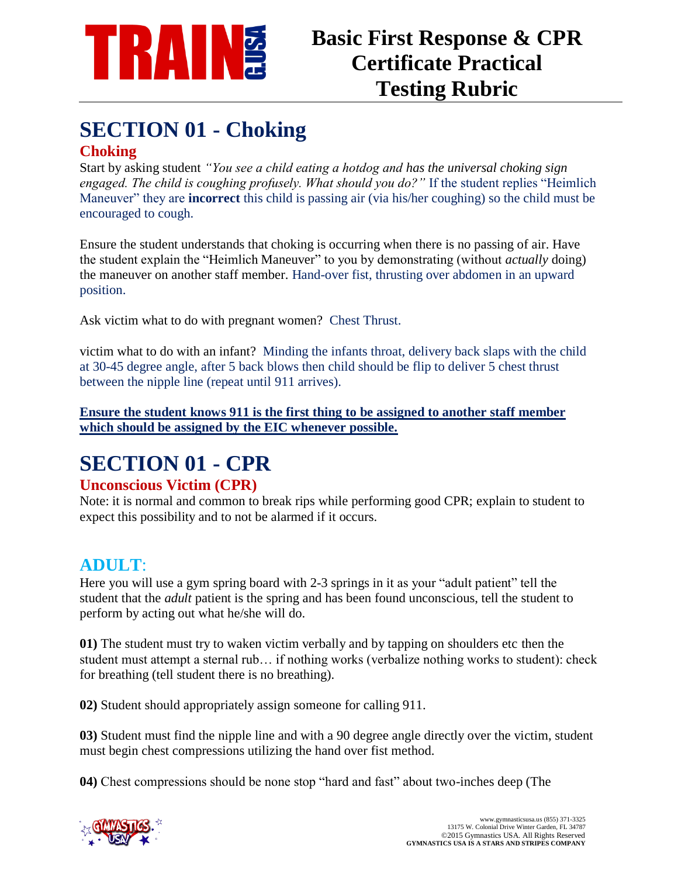# Basic First Response & CPR Certificate Practical Testing Rubric

# SECTION 01 - Choking

## Choking

Start by asking student *"You see a child eating a hotdog and has the universal choking sign engaged. The child is coughing profusely. What should you do?"* If the student replies "Heimlich Maneuver" they are **incorrect** this child is passing air (via his/her coughing) so the child must be encouraged to cough.

Ensure the student understands that choking is occurring when there is no passing of air. Have the student explain the "Heimlich Maneuver" to you by demonstrating (without *actually* doing) the maneuver on another staff member. Hand-over fist, thrusting over abdomen in an upward position.

Ask victim what to do with pregnant women? Chest Thrust.

victim what to do with an infant? Minding the infants throat, delivery back slaps with the child at 30-45 degree angle, after 5 back blows then child should be flip to deliver 5 chest thrust between the nipple line (repeat until 911 arrives).

**Ensure the student knows 911 is the first thing to be assigned to another staff member which should be assigned by the EIC whenever possible.**

# SECTION 01 - CPR

## Unconscious Victim (CPR)

Note: it is normal and common to break rips while performing good CPR; explain to student to expect this possibility and to not be alarmed if it occurs.

## ADULT:

Here you will use a gym spring board with 2-3 springs in it as your "adult patient" tell the student that the *adult* patient is the spring and has been found unconscious, tell the student to perform by acting out what he/she will do.

**01)** The student must try to waken victim verbally and by tapping on shoulders etc then the student must attempt a sternal rub… if nothing works (verbalize nothing works to student): check for breathing (tell student there is no breathing).

**02)** Student should appropriately assign someone for calling 911.

**03)** Student must find the nipple line and with a 90 degree angle directly over the victim, student must begin chest compressions utilizing the hand over fist method.

**04)** Chest compressions should be none stop "hard and fast" about two-inches deep (The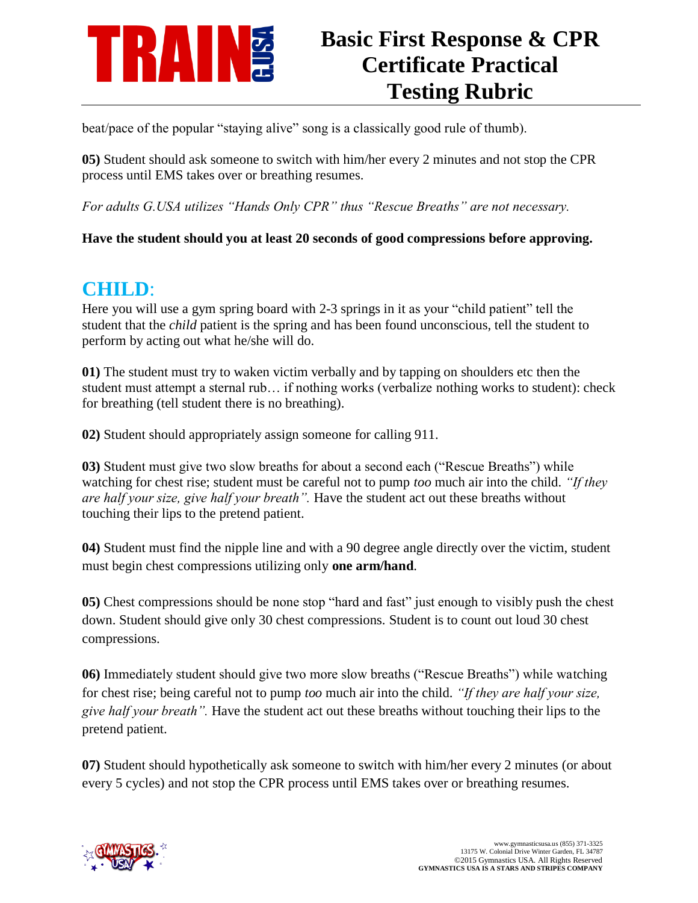beat/pace of the popular "staying alive" song is a classically good rule of thumb).

**05)** Student should ask someone to switch with him/her every 2 minutes and not stop the CPR process until EMS takes over or breathing resumes.

*For adults G.USA utilizes "Hands Only CPR" thus "Rescue Breaths" are not necessary.*

**Have the student should you at least 20 seconds of good compressions before approving.**

## CHILD:

Here you will use a gym spring board with 2-3 springs in it as your "child patient" tell the student that the *child* patient is the spring and has been found unconscious, tell the student to perform by acting out what he/she will do.

**01)** The student must try to waken victim verbally and by tapping on shoulders etc then the student must attempt a sternal rub… if nothing works (verbalize nothing works to student): check for breathing (tell student there is no breathing).

**02)** Student should appropriately assign someone for calling 911.

**03)** Student must give two slow breaths for about a second each ("Rescue Breaths") while watching for chest rise; student must be careful not to pump *too* much air into the child. *"If they are half your size, give half your breath".* Have the student act out these breaths without touching their lips to the pretend patient.

**04)** Student must find the nipple line and with a 90 degree angle directly over the victim, student must begin chest compressions utilizing only **one arm/hand**.

**05)** Chest compressions should be none stop "hard and fast" just enough to visibly push the chest down. Student should give only 30 chest compressions. Student is to count out loud 30 chest compressions.

**06)** Immediately student should give two more slow breaths ("Rescue Breaths") while watching for chest rise; being careful not to pump *too* much air into the child. *"If they are half your size, give half your breath".* Have the student act out these breaths without touching their lips to the pretend patient.

**07)** Student should hypothetically ask someone to switch with him/her every 2 minutes (or about every 5 cycles) and not stop the CPR process until EMS takes over or breathing resumes.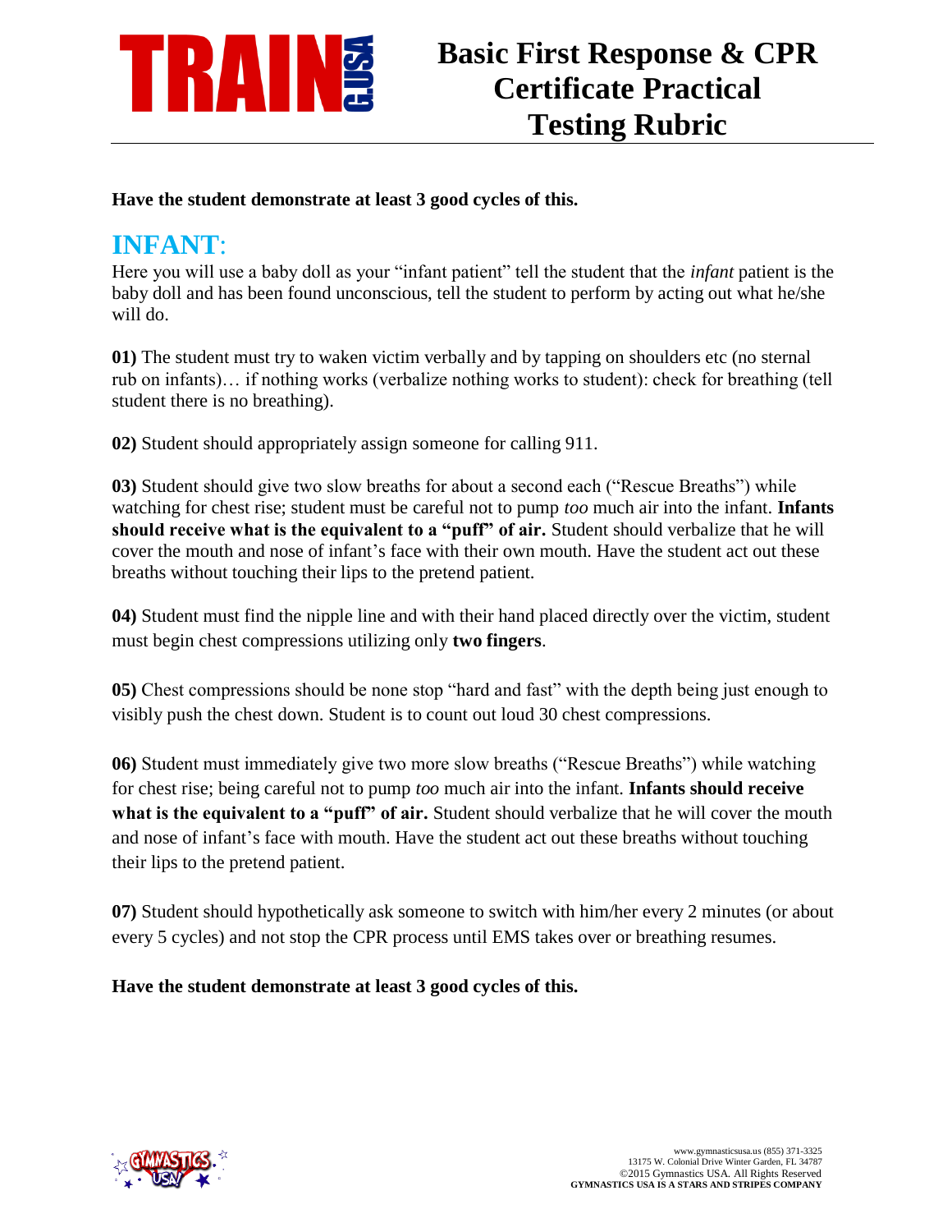# Basic First Response & CPR Certificate Practical Testing Rubric

**Have the student demonstrate at least 3 good cycles of this.**

## INFANT:

Here you will use a baby doll as your "infant patient" tell the student that the *infant* patient is the baby doll and has been found unconscious, tell the student to perform by acting out what he/she will do.

**01)** The student must try to waken victim verbally and by tapping on shoulders etc (no sternal rub on infants)… if nothing works (verbalize nothing works to student): check for breathing (tell student there is no breathing).

**02)** Student should appropriately assign someone for calling 911.

**03)** Student should give two slow breaths for about a second each ("Rescue Breaths") while watching for chest rise; student must be careful not to pump *too* much air into the infant. **Infants should receive what is the equivalent to a "puff" of air.** Student should verbalize that he will cover the mouth and nose of infant's face with their own mouth. Have the student act out these breaths without touching their lips to the pretend patient.

**04)** Student must find the nipple line and with their hand placed directly over the victim, student must begin chest compressions utilizing only **two fingers**.

**05)** Chest compressions should be none stop "hard and fast" with the depth being just enough to visibly push the chest down. Student is to count out loud 30 chest compressions.

**06)** Student must immediately give two more slow breaths ("Rescue Breaths") while watching for chest rise; being careful not to pump *too* much air into the infant. **Infants should receive what is the equivalent to a "puff" of air.** Student should verbalize that he will cover the mouth and nose of infant's face with mouth. Have the student act out these breaths without touching their lips to the pretend patient.

**07)** Student should hypothetically ask someone to switch with him/her every 2 minutes (or about every 5 cycles) and not stop the CPR process until EMS takes over or breathing resumes.

**Have the student demonstrate at least 3 good cycles of this.**

www.gymnasticsusa.us (855) 371-3325
13175 W. Colonial Drive Winter Garden, FL 34787
©2015 Gymnastics USA. All Rights Reserved
GYMNASTICS USA IS A STARS AND STRIPES COMPANY